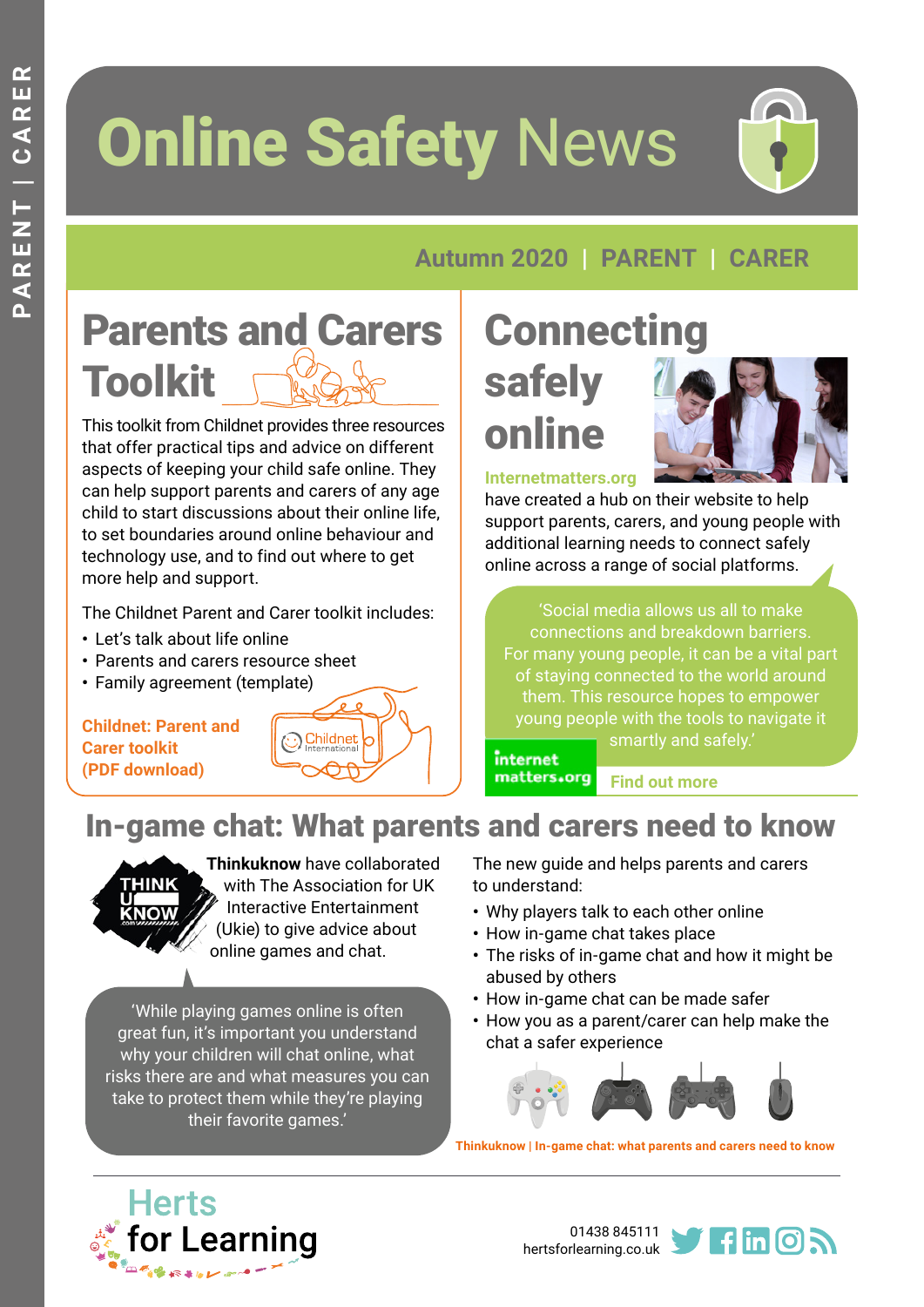# Online Safety News

Autumn 2020 | PARENT | CARER

## Parents and Carers Toolkit

This toolkit from Childnet provides three resources that offer practical tips and advice on different aspects of keeping your child safe online. They can help support parents and carers of any age child to start discussions about their online life, to set boundaries around online behaviour and technology use, and to find out where to get more help and support.

The Childnet Parent and Carer toolkit includes:

- Let's talk about life online
- Parents and carers resource sheet
- Family agreement (template)

**Childnet: Parent and Carer toolkit (PDF download)**

## Connecting safely online

**Internetmatters.org** have created a hub on their website to help support parents, carers, and young people with additional learning needs to connect safely online across a range of social platforms.

'Social media allows us all to make connections and breakdown barriers. For many young people, it can be a vital part of staying connected to the world around them. This resource hopes to empower young people with the tools to navigate it smartly and safely.'

**Find out more**

## In-game chat: What parents and carers need to know

**Thinkuknow** have collaborated with The Association for UK Interactive Entertainment (Ukie) to give advice about online games and chat.

'While playing games online is often great fun, it's important you understand why your children will chat online, what risks there are and what measures you can take to protect them while they're playing their favorite games.'

The new guide and helps parents and carers to understand:

- Why players talk to each other online
- How in-game chat takes place
- The risks of in-game chat and how it might be abused by others
- How in-game chat can be made safer
- How you as a parent/carer can help make the chat a safer experience

**Thinkuknow | In-game chat: what parents and carers need to know**

Herts for Learning

01438 845111
hertsforlearning.co.uk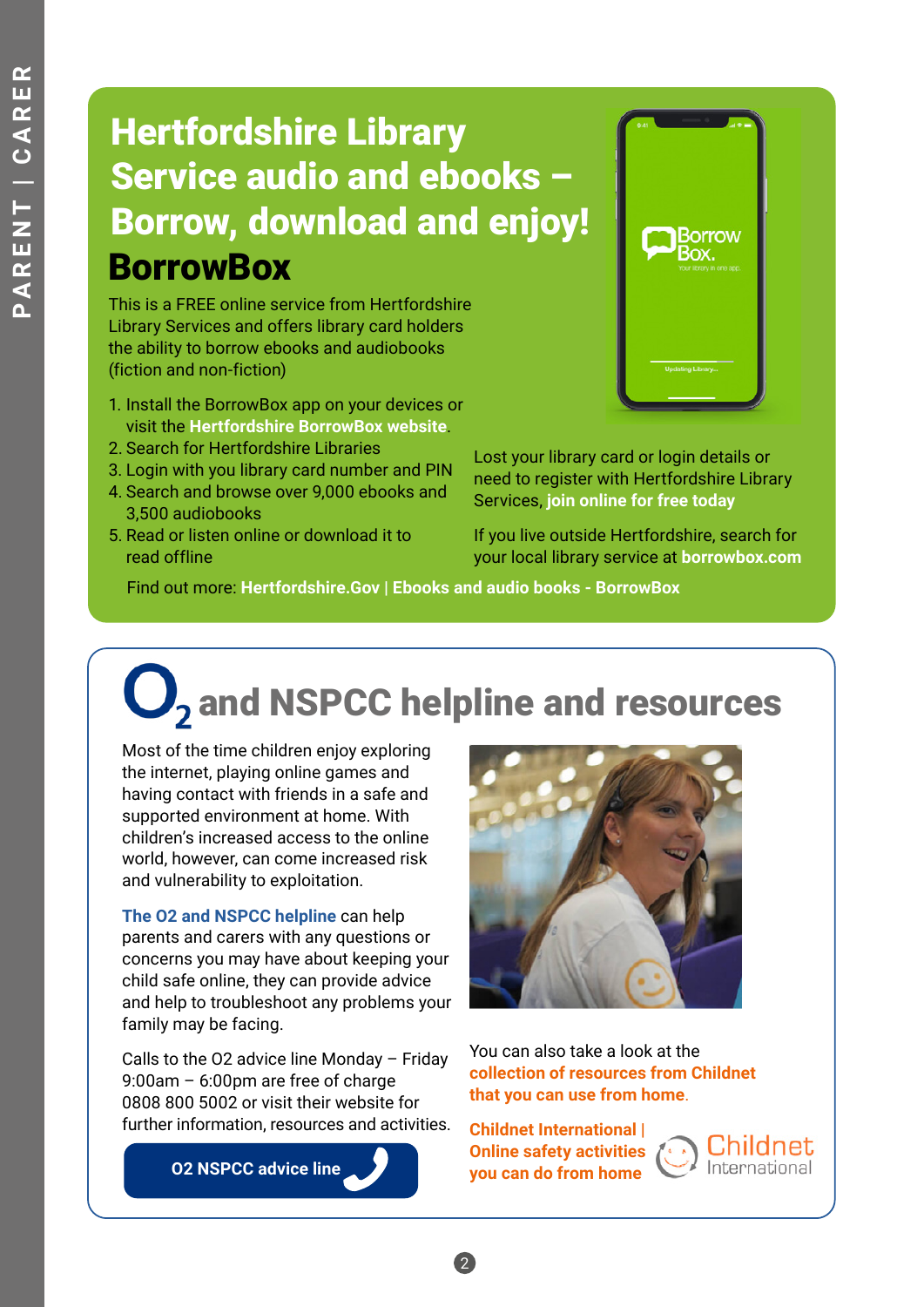# Hertfordshire Library Service audio and ebooks – Borrow, download and enjoy!

## BorrowBox

This is a FREE online service from Hertfordshire Library Services and offers library card holders the ability to borrow ebooks and audiobooks (fiction and non-fiction)

1. Install the BorrowBox app on your devices or visit the **Hertfordshire BorrowBox website**.
2. Search for Hertfordshire Libraries
3. Login with you library card number and PIN
4. Search and browse over 9,000 ebooks and 3,500 audiobooks
5. Read or listen online or download it to read offline

Lost your library card or login details or need to register with Hertfordshire Library Services, **join online for free today**

If you live outside Hertfordshire, search for your local library service at **borrowbox.com**

Find out more: **Hertfordshire.Gov | Ebooks and audio books - BorrowBox**

## O2 and NSPCC helpline and resources

Most of the time children enjoy exploring the internet, playing online games and having contact with friends in a safe and supported environment at home. With children's increased access to the online world, however, can come increased risk and vulnerability to exploitation.

**The O2 and NSPCC helpline** can help parents and carers with any questions or concerns you may have about keeping your child safe online, they can provide advice and help to troubleshoot any problems your family may be facing.

Calls to the O2 advice line Monday – Friday 9:00am – 6:00pm are free of charge 0808 800 5002 or visit their website for further information, resources and activities.

**O2 NSPCC advice line**

You can also take a look at the **collection of resources from Childnet that you can use from home**.

**Childnet International | Online safety activities you can do from home**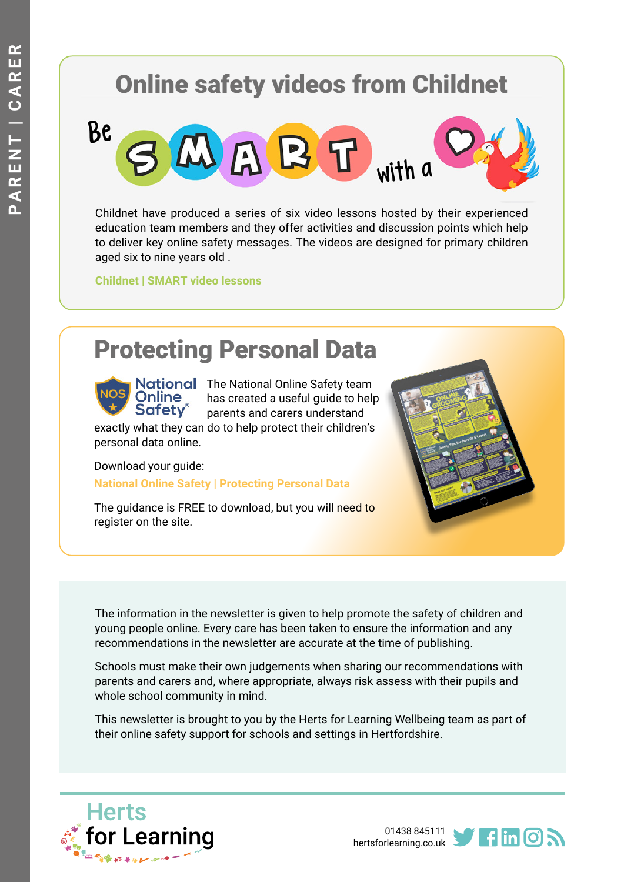## Online safety videos from Childnet

Be SMART with a

Childnet have produced a series of six video lessons hosted by their experienced education team members and they offer activities and discussion points which help to deliver key online safety messages. The videos are designed for primary children aged six to nine years old .

Childnet | SMART video lessons

## Protecting Personal Data

National Online Safety

The National Online Safety team has created a useful guide to help parents and carers understand exactly what they can do to help protect their children's personal data online.

Download your guide:

National Online Safety | Protecting Personal Data

The guidance is FREE to download, but you will need to register on the site.

The information in the newsletter is given to help promote the safety of children and young people online. Every care has been taken to ensure the information and any recommendations in the newsletter are accurate at the time of publishing.

Schools must make their own judgements when sharing our recommendations with parents and carers and, where appropriate, always risk assess with their pupils and whole school community in mind.

This newsletter is brought to you by the Herts for Learning Wellbeing team as part of their online safety support for schools and settings in Hertfordshire.

Herts for Learning

01438 845111
hertsforlearning.co.uk